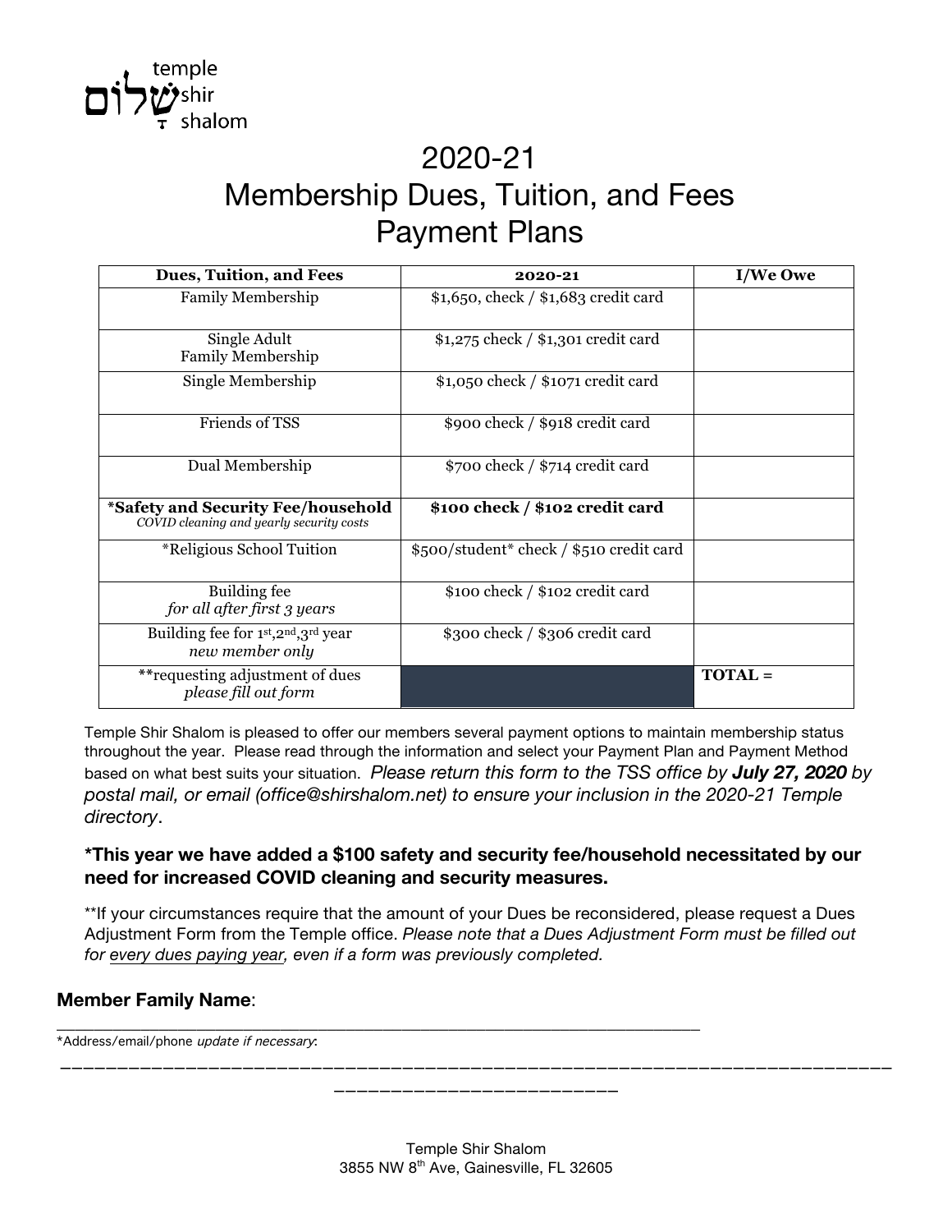temple shir shalom שָׁלוֹם

# 2020-21
# Membership Dues, Tuition, and Fees
# Payment Plans

| Dues, Tuition, and Fees | 2020-21 | I/We Owe |
|---|---|---|
| Family Membership | $1,650, check / $1,683 credit card | |
| Single Adult Family Membership | $1,275 check / $1,301 credit card | |
| Single Membership | $1,050 check / $1071 credit card | |
| Friends of TSS | $900 check / $918 credit card | |
| Dual Membership | $700 check / $714 credit card | |
| ***Safety and Security Fee/household** *COVID cleaning and yearly security costs* | **$100 check / $102 credit card** | |
| *Religious School Tuition | $500/student* check / $510 credit card | |
| Building fee *for all after first 3 years* | $100 check / $102 credit card | |
| Building fee for 1st,2nd,3rd year *new member only* | $300 check / $306 credit card | |
| **requesting adjustment of dues *please fill out form* | | **TOTAL =** |

Temple Shir Shalom is pleased to offer our members several payment options to maintain membership status throughout the year. Please read through the information and select your Payment Plan and Payment Method based on what best suits your situation. *Please return this form to the TSS office by **July 27, 2020** by postal mail, or email (office@shirshalom.net) to ensure your inclusion in the 2020-21 Temple directory*.

**\*This year we have added a $100 safety and security fee/household necessitated by our need for increased COVID cleaning and security measures.**

**If your circumstances require that the amount of your Dues be reconsidered, please request a Dues Adjustment Form from the Temple office. *Please note that a Dues Adjustment Form must be filled out for <u>every dues paying year</u>, even if a form was previously completed.*

**Member Family Name**:

______________________________________________________________________

*Address/email/phone *update if necessary*:

______________________________________________________________________
_________________________

Temple Shir Shalom
3855 NW 8th Ave, Gainesville, FL 32605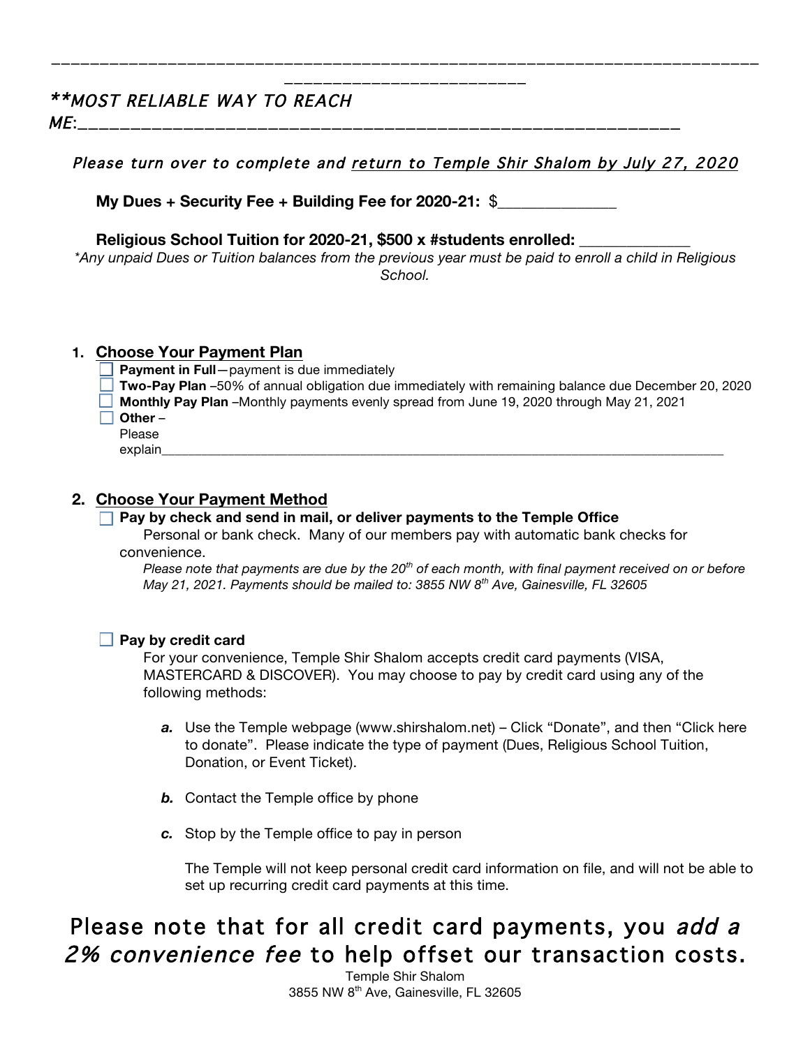_______________________________________________________________________________
_________________________

***\*MOST RELIABLE WAY TO REACH ME:_______________________________________________________________***

*Please turn over to complete and return to Temple Shir Shalom by July 27, 2020*

**My Dues + Security Fee + Building Fee for 2020-21:** $_______________

**Religious School Tuition for 2020-21, $500 x #students enrolled:** ______________

*\*Any unpaid Dues or Tuition balances from the previous year must be paid to enroll a child in Religious School.*

## 1. Choose Your Payment Plan

- ☐ **Payment in Full**—payment is due immediately
- ☐ **Two-Pay Plan** –50% of annual obligation due immediately with remaining balance due December 20, 2020
- ☐ **Monthly Pay Plan** –Monthly payments evenly spread from June 19, 2020 through May 21, 2021
- ☐ **Other** – Please explain_______________________________________________________________________

## 2. Choose Your Payment Method

☐ **Pay by check and send in mail, or deliver payments to the Temple Office**

Personal or bank check. Many of our members pay with automatic bank checks for convenience.

*Please note that payments are due by the 20th of each month, with final payment received on or before May 21, 2021. Payments should be mailed to: 3855 NW 8th Ave, Gainesville, FL 32605*

☐ **Pay by credit card**

For your convenience, Temple Shir Shalom accepts credit card payments (VISA, MASTERCARD & DISCOVER). You may choose to pay by credit card using any of the following methods:

***a.*** Use the Temple webpage (www.shirshalom.net) – Click "Donate", and then "Click here to donate". Please indicate the type of payment (Dues, Religious School Tuition, Donation, or Event Ticket).

***b.*** Contact the Temple office by phone

***c.*** Stop by the Temple office to pay in person

The Temple will not keep personal credit card information on file, and will not be able to set up recurring credit card payments at this time.

# Please note that for all credit card payments, you *add a 2% convenience fee* to help offset our transaction costs.

Temple Shir Shalom
3855 NW 8th Ave, Gainesville, FL 32605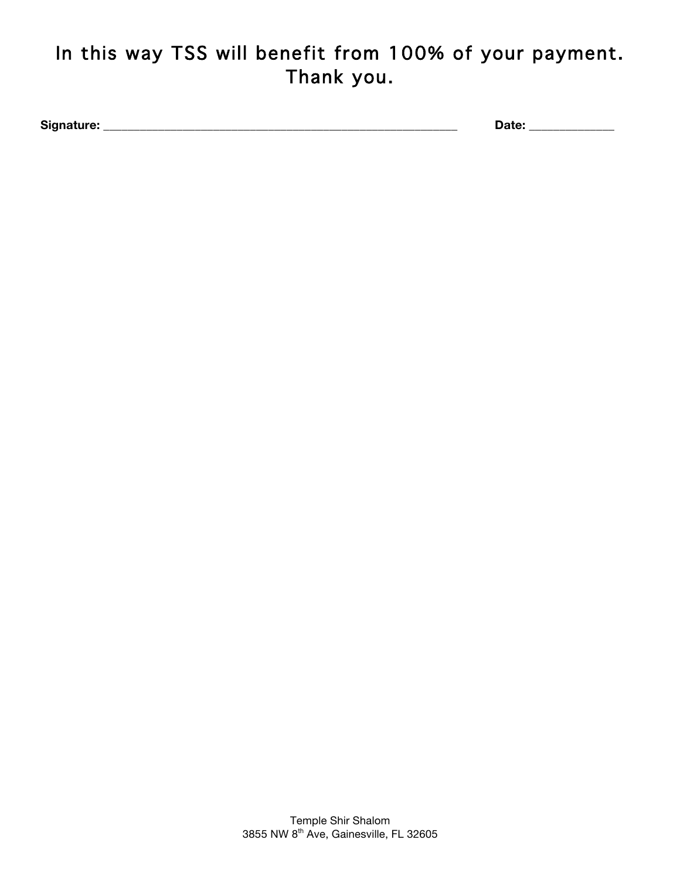# In this way TSS will benefit from 100% of your payment. Thank you.

**Signature:** ___________________________________________________ **Date:** ____________

Temple Shir Shalom
3855 NW 8th Ave, Gainesville, FL 32605